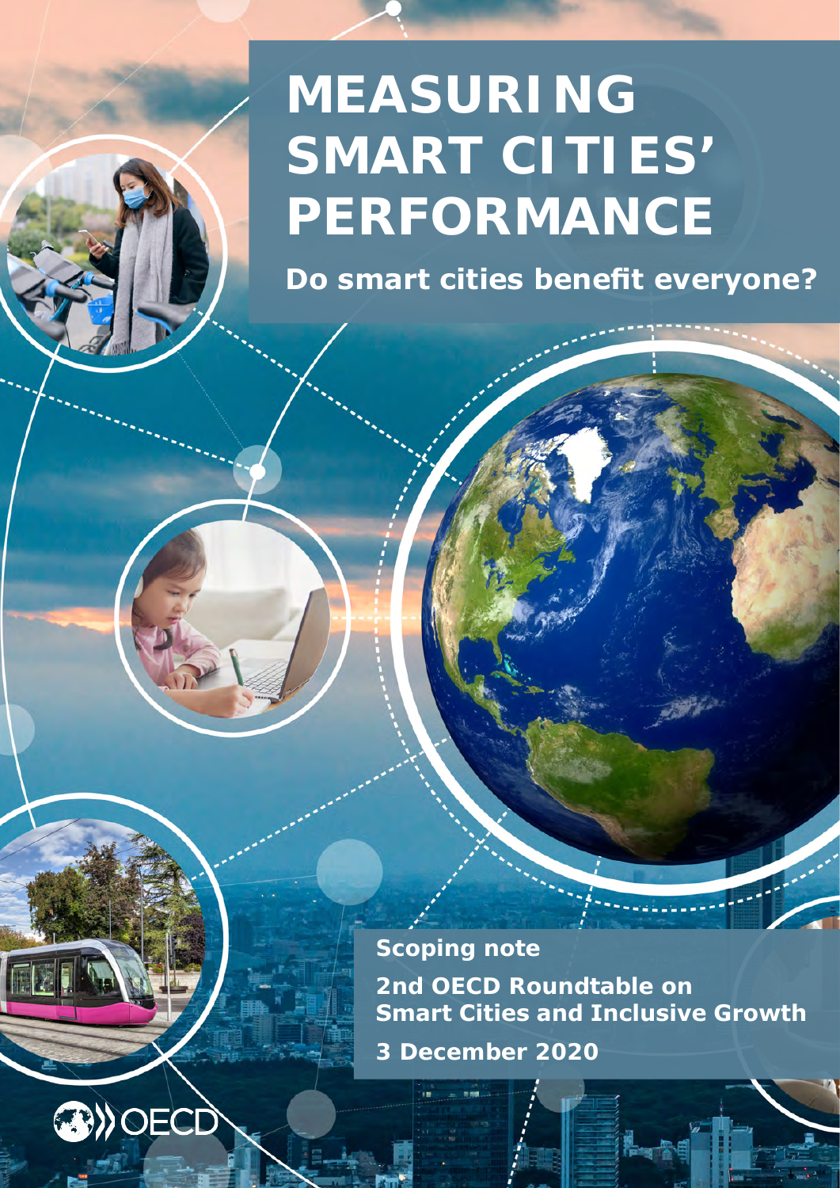# MEASURING SMART CITIES' PERFORMANCE

## Do smart cities benefit everyone?

**Scoping note**

**2nd OECD Roundtable on Smart Cities and Inclusive Growth**

**3 December 2020**

OECD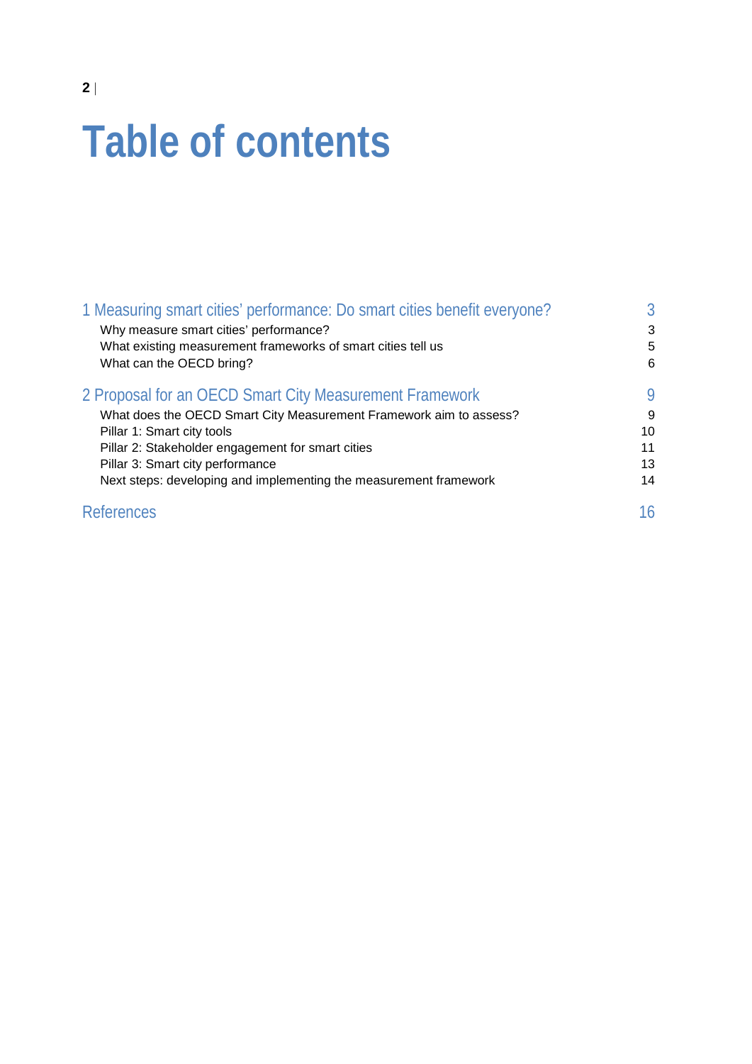# Table of contents

| | |
|---|---|
| **1 Measuring smart cities' performance: Do smart cities benefit everyone?** | **3** |
| Why measure smart cities' performance? | 3 |
| What existing measurement frameworks of smart cities tell us | 5 |
| What can the OECD bring? | 6 |
| **2 Proposal for an OECD Smart City Measurement Framework** | **9** |
| What does the OECD Smart City Measurement Framework aim to assess? | 9 |
| Pillar 1: Smart city tools | 10 |
| Pillar 2: Stakeholder engagement for smart cities | 11 |
| Pillar 3: Smart city performance | 13 |
| Next steps: developing and implementing the measurement framework | 14 |
| **References** | **16** |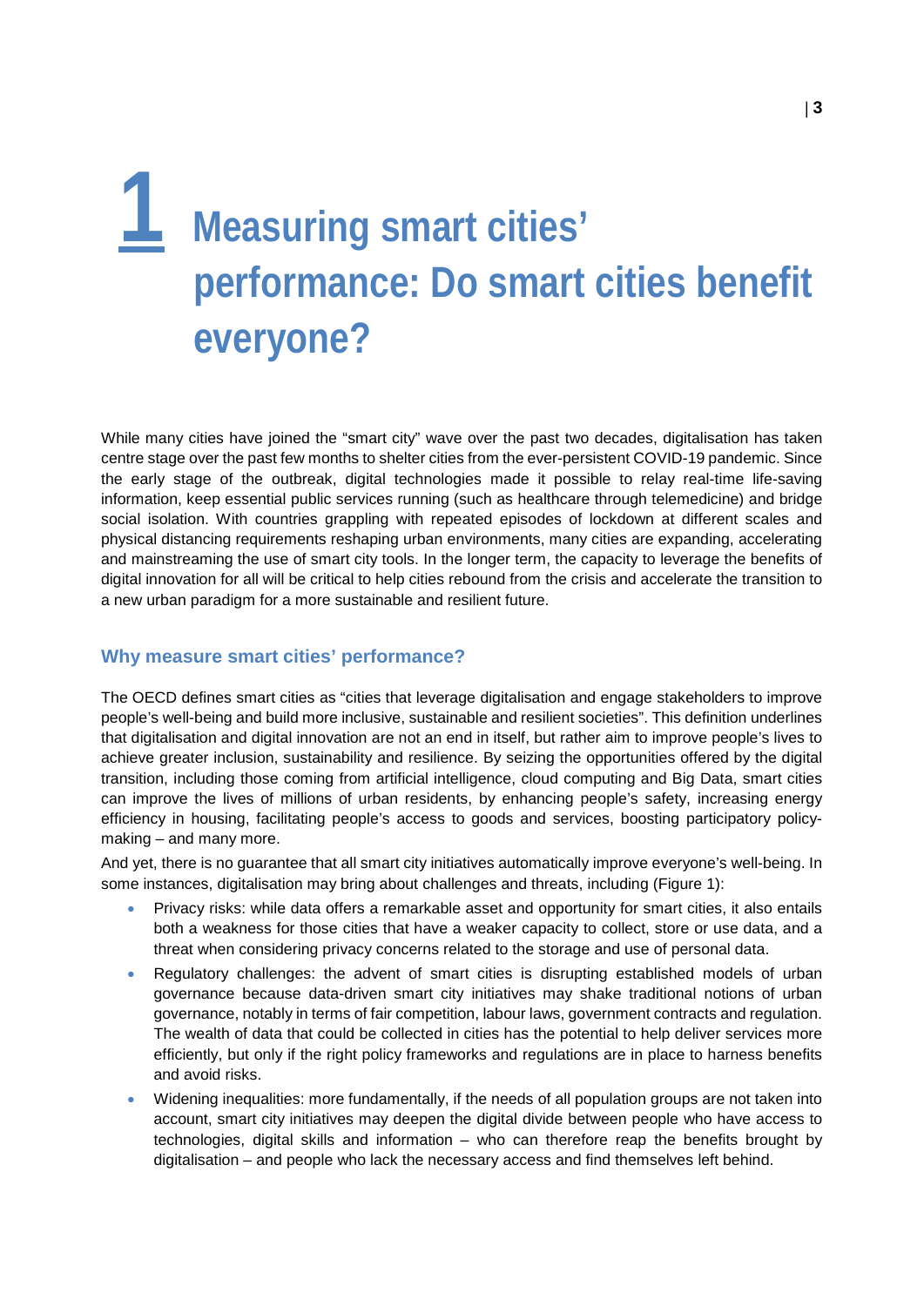# 1 Measuring smart cities' performance: Do smart cities benefit everyone?

While many cities have joined the "smart city" wave over the past two decades, digitalisation has taken centre stage over the past few months to shelter cities from the ever-persistent COVID-19 pandemic. Since the early stage of the outbreak, digital technologies made it possible to relay real-time life-saving information, keep essential public services running (such as healthcare through telemedicine) and bridge social isolation. With countries grappling with repeated episodes of lockdown at different scales and physical distancing requirements reshaping urban environments, many cities are expanding, accelerating and mainstreaming the use of smart city tools. In the longer term, the capacity to leverage the benefits of digital innovation for all will be critical to help cities rebound from the crisis and accelerate the transition to a new urban paradigm for a more sustainable and resilient future.

## Why measure smart cities' performance?

The OECD defines smart cities as "cities that leverage digitalisation and engage stakeholders to improve people's well-being and build more inclusive, sustainable and resilient societies". This definition underlines that digitalisation and digital innovation are not an end in itself, but rather aim to improve people's lives to achieve greater inclusion, sustainability and resilience. By seizing the opportunities offered by the digital transition, including those coming from artificial intelligence, cloud computing and Big Data, smart cities can improve the lives of millions of urban residents, by enhancing people's safety, increasing energy efficiency in housing, facilitating people's access to goods and services, boosting participatory policy-making – and many more.

And yet, there is no guarantee that all smart city initiatives automatically improve everyone's well-being. In some instances, digitalisation may bring about challenges and threats, including (Figure 1):

- Privacy risks: while data offers a remarkable asset and opportunity for smart cities, it also entails both a weakness for those cities that have a weaker capacity to collect, store or use data, and a threat when considering privacy concerns related to the storage and use of personal data.
- Regulatory challenges: the advent of smart cities is disrupting established models of urban governance because data-driven smart city initiatives may shake traditional notions of urban governance, notably in terms of fair competition, labour laws, government contracts and regulation. The wealth of data that could be collected in cities has the potential to help deliver services more efficiently, but only if the right policy frameworks and regulations are in place to harness benefits and avoid risks.
- Widening inequalities: more fundamentally, if the needs of all population groups are not taken into account, smart city initiatives may deepen the digital divide between people who have access to technologies, digital skills and information – who can therefore reap the benefits brought by digitalisation – and people who lack the necessary access and find themselves left behind.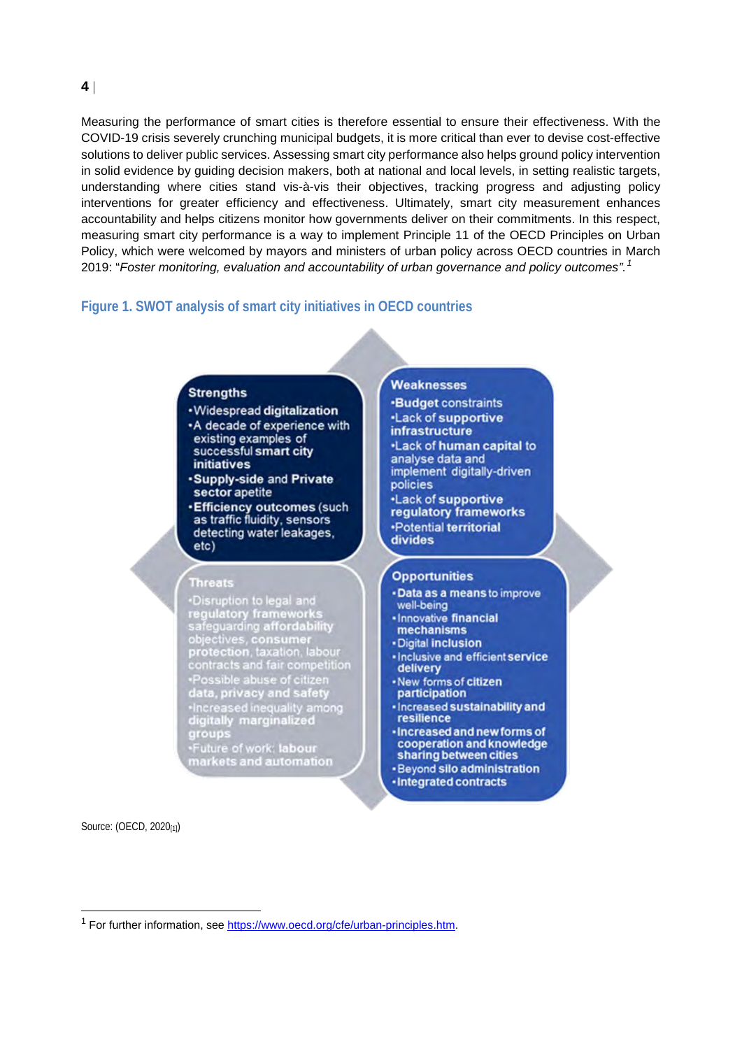Measuring the performance of smart cities is therefore essential to ensure their effectiveness. With the COVID-19 crisis severely crunching municipal budgets, it is more critical than ever to devise cost-effective solutions to deliver public services. Assessing smart city performance also helps ground policy intervention in solid evidence by guiding decision makers, both at national and local levels, in setting realistic targets, understanding where cities stand vis-à-vis their objectives, tracking progress and adjusting policy interventions for greater efficiency and effectiveness. Ultimately, smart city measurement enhances accountability and helps citizens monitor how governments deliver on their commitments. In this respect, measuring smart city performance is a way to implement Principle 11 of the OECD Principles on Urban Policy, which were welcomed by mayors and ministers of urban policy across OECD countries in March 2019: "*Foster monitoring, evaluation and accountability of urban governance and policy outcomes"*.[1]

### Figure 1. SWOT analysis of smart city initiatives in OECD countries

**Strengths**

- Widespread **digitalization**
- A decade of experience with existing examples of successful **smart city initiatives**
- **Supply-side** and **Private sector** apetite
- **Efficiency outcomes** (such as traffic fluidity, sensors detecting water leakages, etc)

**Weaknesses**

- **Budget constraints**
- Lack of **supportive infrastructure**
- Lack of **human capital** to analyse data and implement digitally-driven policies
- Lack of **supportive regulatory frameworks**
- Potential **territorial divides**

**Threats**

- Disruption to legal and **regulatory frameworks** safeguarding **affordability** objectives, **consumer protection**, taxation, labour contracts and fair competition
- Possible abuse of citizen **data, privacy and safety**
- Increased inequality among **digitally marginalized groups**
- Future of work: **labour markets and automation**

**Opportunities**

- **Data as a means** to improve well-being
- Innovative **financial mechanisms**
- Digital **inclusion**
- Inclusive and efficient **service delivery**
- New forms of **citizen participation**
- **Increased sustainability and resilience**
- **Increased and new forms of cooperation and knowledge sharing between cities**
- Beyond **silo administration**
- **Integrated contracts**

Source: (OECD, 2020[1])

---

[1] For further information, see https://www.oecd.org/cfe/urban-principles.htm.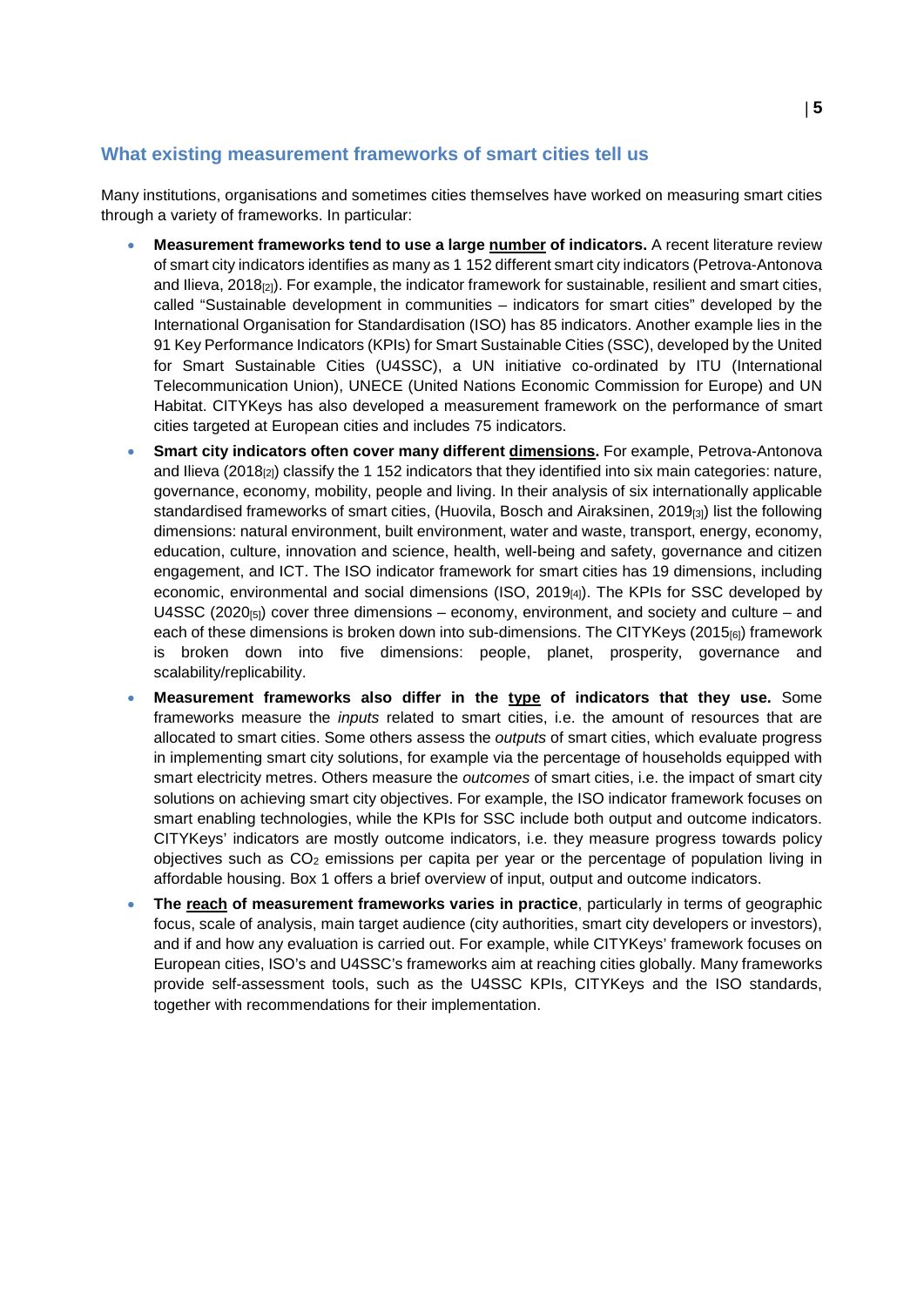## What existing measurement frameworks of smart cities tell us

Many institutions, organisations and sometimes cities themselves have worked on measuring smart cities through a variety of frameworks. In particular:

- **Measurement frameworks tend to use a large number of indicators.** A recent literature review of smart city indicators identifies as many as 1 152 different smart city indicators (Petrova-Antonova and Ilieva, 2018[2]). For example, the indicator framework for sustainable, resilient and smart cities, called "Sustainable development in communities – indicators for smart cities" developed by the International Organisation for Standardisation (ISO) has 85 indicators. Another example lies in the 91 Key Performance Indicators (KPIs) for Smart Sustainable Cities (SSC), developed by the United for Smart Sustainable Cities (U4SSC), a UN initiative co-ordinated by ITU (International Telecommunication Union), UNECE (United Nations Economic Commission for Europe) and UN Habitat. CITYKeys has also developed a measurement framework on the performance of smart cities targeted at European cities and includes 75 indicators.
- **Smart city indicators often cover many different dimensions.** For example, Petrova-Antonova and Ilieva (2018[2]) classify the 1 152 indicators that they identified into six main categories: nature, governance, economy, mobility, people and living. In their analysis of six internationally applicable standardised frameworks of smart cities, (Huovila, Bosch and Airaksinen, 2019[3]) list the following dimensions: natural environment, built environment, water and waste, transport, energy, economy, education, culture, innovation and science, health, well-being and safety, governance and citizen engagement, and ICT. The ISO indicator framework for smart cities has 19 dimensions, including economic, environmental and social dimensions (ISO, 2019[4]). The KPIs for SSC developed by U4SSC (2020[5]) cover three dimensions – economy, environment, and society and culture – and each of these dimensions is broken down into sub-dimensions. The CITYKeys (2015[6]) framework is broken down into five dimensions: people, planet, prosperity, governance and scalability/replicability.
- **Measurement frameworks also differ in the type of indicators that they use.** Some frameworks measure the *inputs* related to smart cities, i.e. the amount of resources that are allocated to smart cities. Some others assess the *outputs* of smart cities, which evaluate progress in implementing smart city solutions, for example via the percentage of households equipped with smart electricity metres. Others measure the *outcomes* of smart cities, i.e. the impact of smart city solutions on achieving smart city objectives. For example, the ISO indicator framework focuses on smart enabling technologies, while the KPIs for SSC include both output and outcome indicators. CITYKeys' indicators are mostly outcome indicators, i.e. they measure progress towards policy objectives such as $CO_2$ emissions per capita per year or the percentage of population living in affordable housing. Box 1 offers a brief overview of input, output and outcome indicators.
- **The reach of measurement frameworks varies in practice**, particularly in terms of geographic focus, scale of analysis, main target audience (city authorities, smart city developers or investors), and if and how any evaluation is carried out. For example, while CITYKeys' framework focuses on European cities, ISO's and U4SSC's frameworks aim at reaching cities globally. Many frameworks provide self-assessment tools, such as the U4SSC KPIs, CITYKeys and the ISO standards, together with recommendations for their implementation.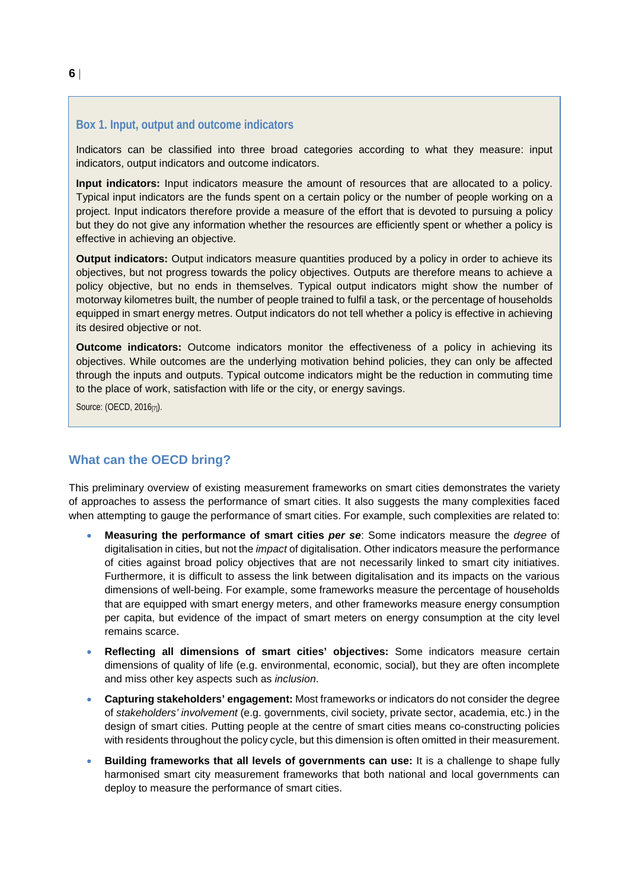### Box 1. Input, output and outcome indicators

Indicators can be classified into three broad categories according to what they measure: input indicators, output indicators and outcome indicators.

**Input indicators:** Input indicators measure the amount of resources that are allocated to a policy. Typical input indicators are the funds spent on a certain policy or the number of people working on a project. Input indicators therefore provide a measure of the effort that is devoted to pursuing a policy but they do not give any information whether the resources are efficiently spent or whether a policy is effective in achieving an objective.

**Output indicators:** Output indicators measure quantities produced by a policy in order to achieve its objectives, but not progress towards the policy objectives. Outputs are therefore means to achieve a policy objective, but no ends in themselves. Typical output indicators might show the number of motorway kilometres built, the number of people trained to fulfil a task, or the percentage of households equipped in smart energy metres. Output indicators do not tell whether a policy is effective in achieving its desired objective or not.

**Outcome indicators:** Outcome indicators monitor the effectiveness of a policy in achieving its objectives. While outcomes are the underlying motivation behind policies, they can only be affected through the inputs and outputs. Typical outcome indicators might be the reduction in commuting time to the place of work, satisfaction with life or the city, or energy savings.

Source: (OECD, 2016[7]).

## What can the OECD bring?

This preliminary overview of existing measurement frameworks on smart cities demonstrates the variety of approaches to assess the performance of smart cities. It also suggests the many complexities faced when attempting to gauge the performance of smart cities. For example, such complexities are related to:

- **Measuring the performance of smart cities *per se***: Some indicators measure the *degree* of digitalisation in cities, but not the *impact* of digitalisation. Other indicators measure the performance of cities against broad policy objectives that are not necessarily linked to smart city initiatives. Furthermore, it is difficult to assess the link between digitalisation and its impacts on the various dimensions of well-being. For example, some frameworks measure the percentage of households that are equipped with smart energy meters, and other frameworks measure energy consumption per capita, but evidence of the impact of smart meters on energy consumption at the city level remains scarce.
- **Reflecting all dimensions of smart cities' objectives:** Some indicators measure certain dimensions of quality of life (e.g. environmental, economic, social), but they are often incomplete and miss other key aspects such as *inclusion*.
- **Capturing stakeholders' engagement:** Most frameworks or indicators do not consider the degree of *stakeholders' involvement* (e.g. governments, civil society, private sector, academia, etc.) in the design of smart cities. Putting people at the centre of smart cities means co-constructing policies with residents throughout the policy cycle, but this dimension is often omitted in their measurement.
- **Building frameworks that all levels of governments can use:** It is a challenge to shape fully harmonised smart city measurement frameworks that both national and local governments can deploy to measure the performance of smart cities.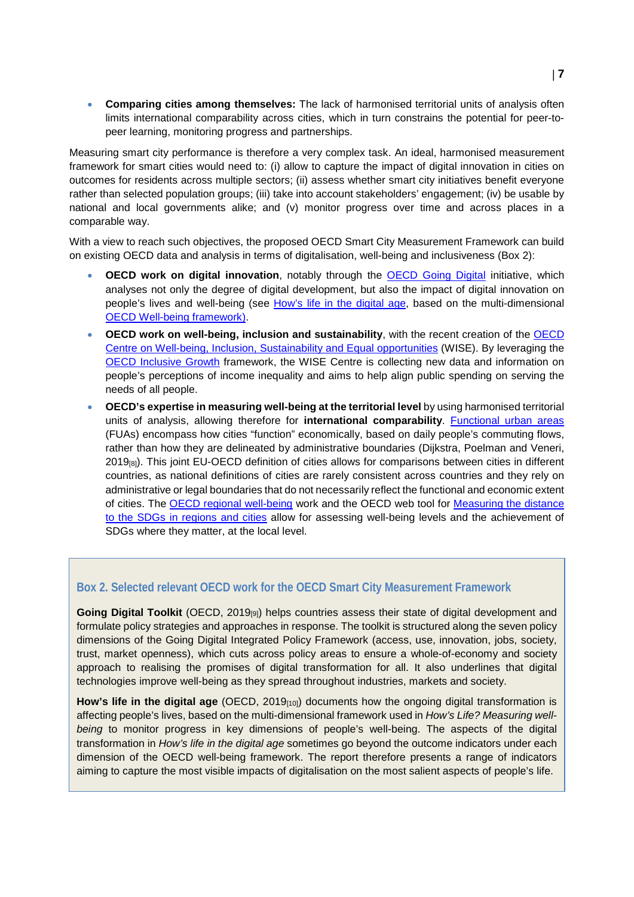- **Comparing cities among themselves:** The lack of harmonised territorial units of analysis often limits international comparability across cities, which in turn constrains the potential for peer-to-peer learning, monitoring progress and partnerships.

Measuring smart city performance is therefore a very complex task. An ideal, harmonised measurement framework for smart cities would need to: (i) allow to capture the impact of digital innovation in cities on outcomes for residents across multiple sectors; (ii) assess whether smart city initiatives benefit everyone rather than selected population groups; (iii) take into account stakeholders' engagement; (iv) be usable by national and local governments alike; and (v) monitor progress over time and across places in a comparable way.

With a view to reach such objectives, the proposed OECD Smart City Measurement Framework can build on existing OECD data and analysis in terms of digitalisation, well-being and inclusiveness (Box 2):

- **OECD work on digital innovation**, notably through the OECD Going Digital initiative, which analyses not only the degree of digital development, but also the impact of digital innovation on people's lives and well-being (see How's life in the digital age, based on the multi-dimensional OECD Well-being framework).
- **OECD work on well-being, inclusion and sustainability**, with the recent creation of the OECD Centre on Well-being, Inclusion, Sustainability and Equal opportunities (WISE). By leveraging the OECD Inclusive Growth framework, the WISE Centre is collecting new data and information on people's perceptions of income inequality and aims to help align public spending on serving the needs of all people.
- **OECD's expertise in measuring well-being at the territorial level** by using harmonised territorial units of analysis, allowing therefore for **international comparability**. Functional urban areas (FUAs) encompass how cities "function" economically, based on daily people's commuting flows, rather than how they are delineated by administrative boundaries (Dijkstra, Poelman and Veneri, 2019[8]). This joint EU-OECD definition of cities allows for comparisons between cities in different countries, as national definitions of cities are rarely consistent across countries and they rely on administrative or legal boundaries that do not necessarily reflect the functional and economic extent of cities. The OECD regional well-being work and the OECD web tool for Measuring the distance to the SDGs in regions and cities allow for assessing well-being levels and the achievement of SDGs where they matter, at the local level.

### Box 2. Selected relevant OECD work for the OECD Smart City Measurement Framework

**Going Digital Toolkit** (OECD, 2019[9]) helps countries assess their state of digital development and formulate policy strategies and approaches in response. The toolkit is structured along the seven policy dimensions of the Going Digital Integrated Policy Framework (access, use, innovation, jobs, society, trust, market openness), which cuts across policy areas to ensure a whole-of-economy and society approach to realising the promises of digital transformation for all. It also underlines that digital technologies improve well-being as they spread throughout industries, markets and society.

**How's life in the digital age** (OECD, 2019[10]) documents how the ongoing digital transformation is affecting people's lives, based on the multi-dimensional framework used in *How's Life? Measuring well-being* to monitor progress in key dimensions of people's well-being. The aspects of the digital transformation in *How's life in the digital age* sometimes go beyond the outcome indicators under each dimension of the OECD well-being framework. The report therefore presents a range of indicators aiming to capture the most visible impacts of digitalisation on the most salient aspects of people's life.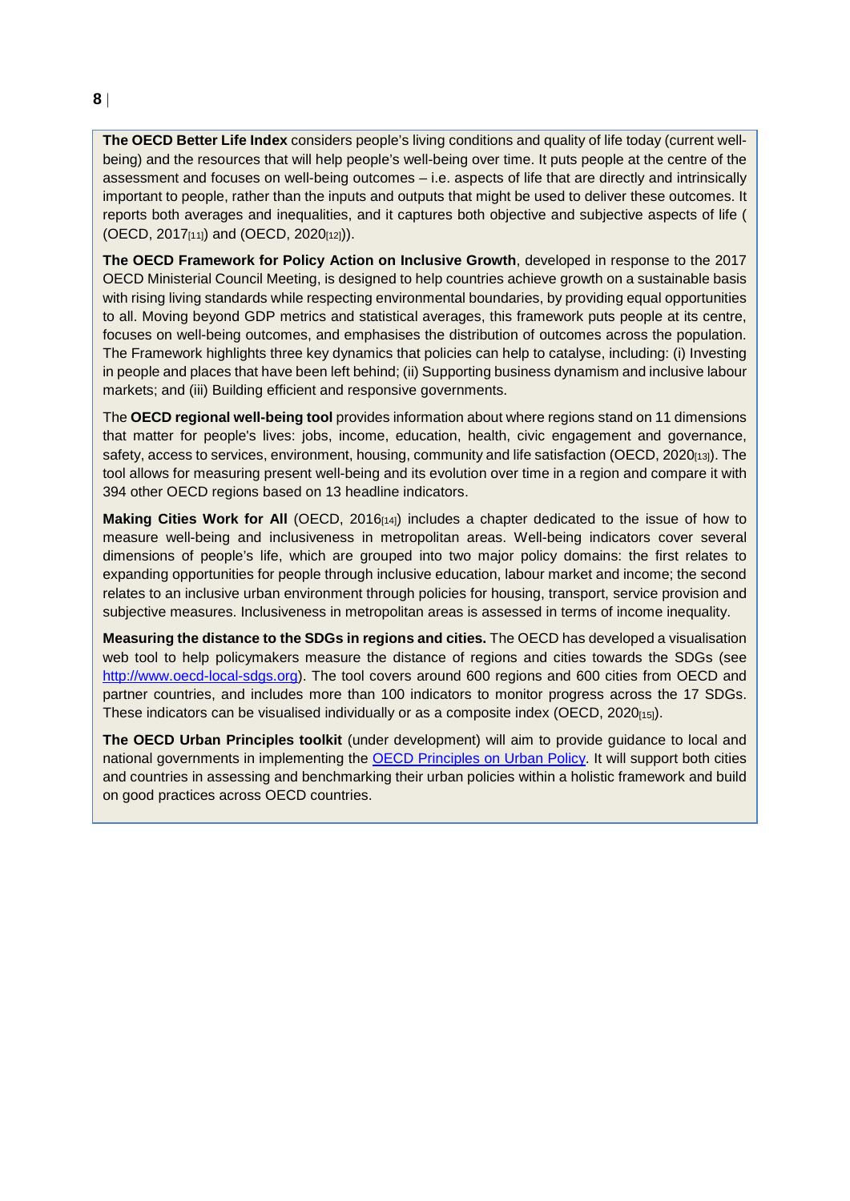**The OECD Better Life Index** considers people's living conditions and quality of life today (current well-being) and the resources that will help people's well-being over time. It puts people at the centre of the assessment and focuses on well-being outcomes – i.e. aspects of life that are directly and intrinsically important to people, rather than the inputs and outputs that might be used to deliver these outcomes. It reports both averages and inequalities, and it captures both objective and subjective aspects of life ( (OECD, 2017[11]) and (OECD, 2020[12])).

**The OECD Framework for Policy Action on Inclusive Growth**, developed in response to the 2017 OECD Ministerial Council Meeting, is designed to help countries achieve growth on a sustainable basis with rising living standards while respecting environmental boundaries, by providing equal opportunities to all. Moving beyond GDP metrics and statistical averages, this framework puts people at its centre, focuses on well-being outcomes, and emphasises the distribution of outcomes across the population. The Framework highlights three key dynamics that policies can help to catalyse, including: (i) Investing in people and places that have been left behind; (ii) Supporting business dynamism and inclusive labour markets; and (iii) Building efficient and responsive governments.

The **OECD regional well-being tool** provides information about where regions stand on 11 dimensions that matter for people's lives: jobs, income, education, health, civic engagement and governance, safety, access to services, environment, housing, community and life satisfaction (OECD, 2020[13]). The tool allows for measuring present well-being and its evolution over time in a region and compare it with 394 other OECD regions based on 13 headline indicators.

**Making Cities Work for All** (OECD, 2016[14]) includes a chapter dedicated to the issue of how to measure well-being and inclusiveness in metropolitan areas. Well-being indicators cover several dimensions of people's life, which are grouped into two major policy domains: the first relates to expanding opportunities for people through inclusive education, labour market and income; the second relates to an inclusive urban environment through policies for housing, transport, service provision and subjective measures. Inclusiveness in metropolitan areas is assessed in terms of income inequality.

**Measuring the distance to the SDGs in regions and cities.** The OECD has developed a visualisation web tool to help policymakers measure the distance of regions and cities towards the SDGs (see [http://www.oecd-local-sdgs.org](http://www.oecd-local-sdgs.org)). The tool covers around 600 regions and 600 cities from OECD and partner countries, and includes more than 100 indicators to monitor progress across the 17 SDGs. These indicators can be visualised individually or as a composite index (OECD, 2020[15]).

**The OECD Urban Principles toolkit** (under development) will aim to provide guidance to local and national governments in implementing the OECD Principles on Urban Policy. It will support both cities and countries in assessing and benchmarking their urban policies within a holistic framework and build on good practices across OECD countries.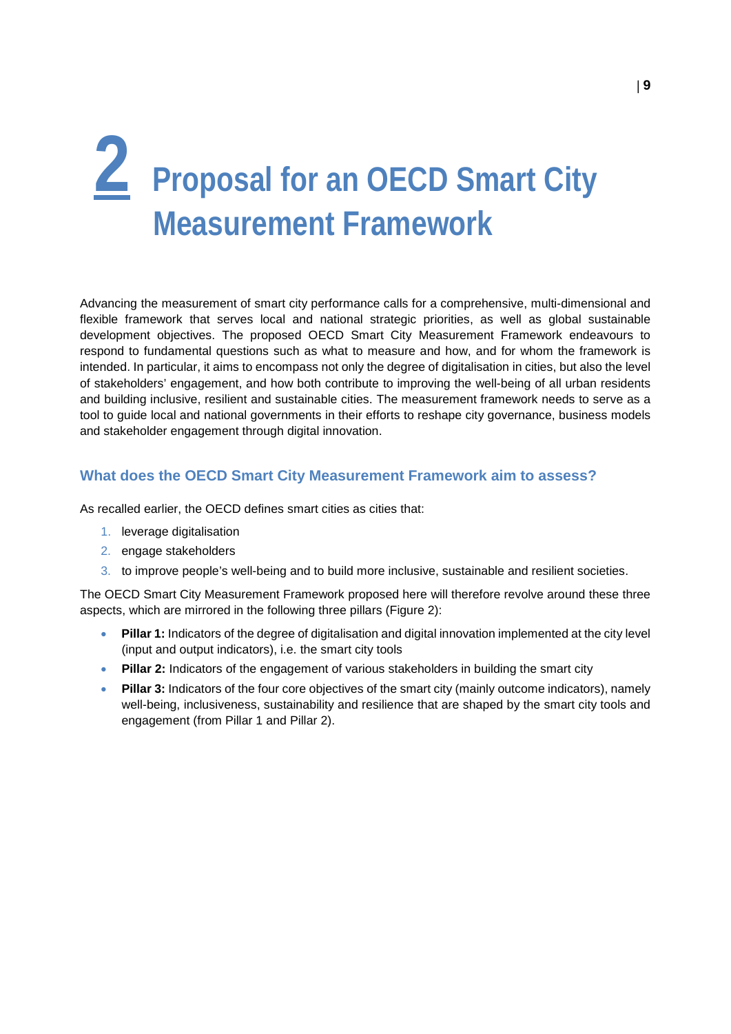# 2 Proposal for an OECD Smart City Measurement Framework

Advancing the measurement of smart city performance calls for a comprehensive, multi-dimensional and flexible framework that serves local and national strategic priorities, as well as global sustainable development objectives. The proposed OECD Smart City Measurement Framework endeavours to respond to fundamental questions such as what to measure and how, and for whom the framework is intended. In particular, it aims to encompass not only the degree of digitalisation in cities, but also the level of stakeholders' engagement, and how both contribute to improving the well-being of all urban residents and building inclusive, resilient and sustainable cities. The measurement framework needs to serve as a tool to guide local and national governments in their efforts to reshape city governance, business models and stakeholder engagement through digital innovation.

## What does the OECD Smart City Measurement Framework aim to assess?

As recalled earlier, the OECD defines smart cities as cities that:

1. leverage digitalisation
2. engage stakeholders
3. to improve people's well-being and to build more inclusive, sustainable and resilient societies.

The OECD Smart City Measurement Framework proposed here will therefore revolve around these three aspects, which are mirrored in the following three pillars (Figure 2):

- **Pillar 1:** Indicators of the degree of digitalisation and digital innovation implemented at the city level (input and output indicators), i.e. the smart city tools
- **Pillar 2:** Indicators of the engagement of various stakeholders in building the smart city
- **Pillar 3:** Indicators of the four core objectives of the smart city (mainly outcome indicators), namely well-being, inclusiveness, sustainability and resilience that are shaped by the smart city tools and engagement (from Pillar 1 and Pillar 2).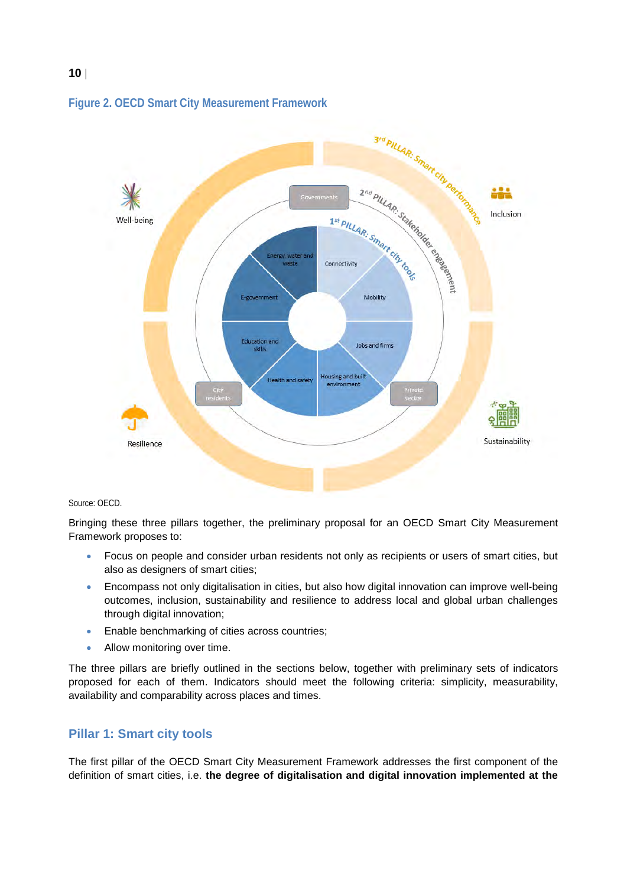**Figure 2. OECD Smart City Measurement Framework**

Source: OECD.

Bringing these three pillars together, the preliminary proposal for an OECD Smart City Measurement Framework proposes to:

- Focus on people and consider urban residents not only as recipients or users of smart cities, but also as designers of smart cities;
- Encompass not only digitalisation in cities, but also how digital innovation can improve well-being outcomes, inclusion, sustainability and resilience to address local and global urban challenges through digital innovation;
- Enable benchmarking of cities across countries;
- Allow monitoring over time.

The three pillars are briefly outlined in the sections below, together with preliminary sets of indicators proposed for each of them. Indicators should meet the following criteria: simplicity, measurability, availability and comparability across places and times.

## Pillar 1: Smart city tools

The first pillar of the OECD Smart City Measurement Framework addresses the first component of the definition of smart cities, i.e. **the degree of digitalisation and digital innovation implemented at the**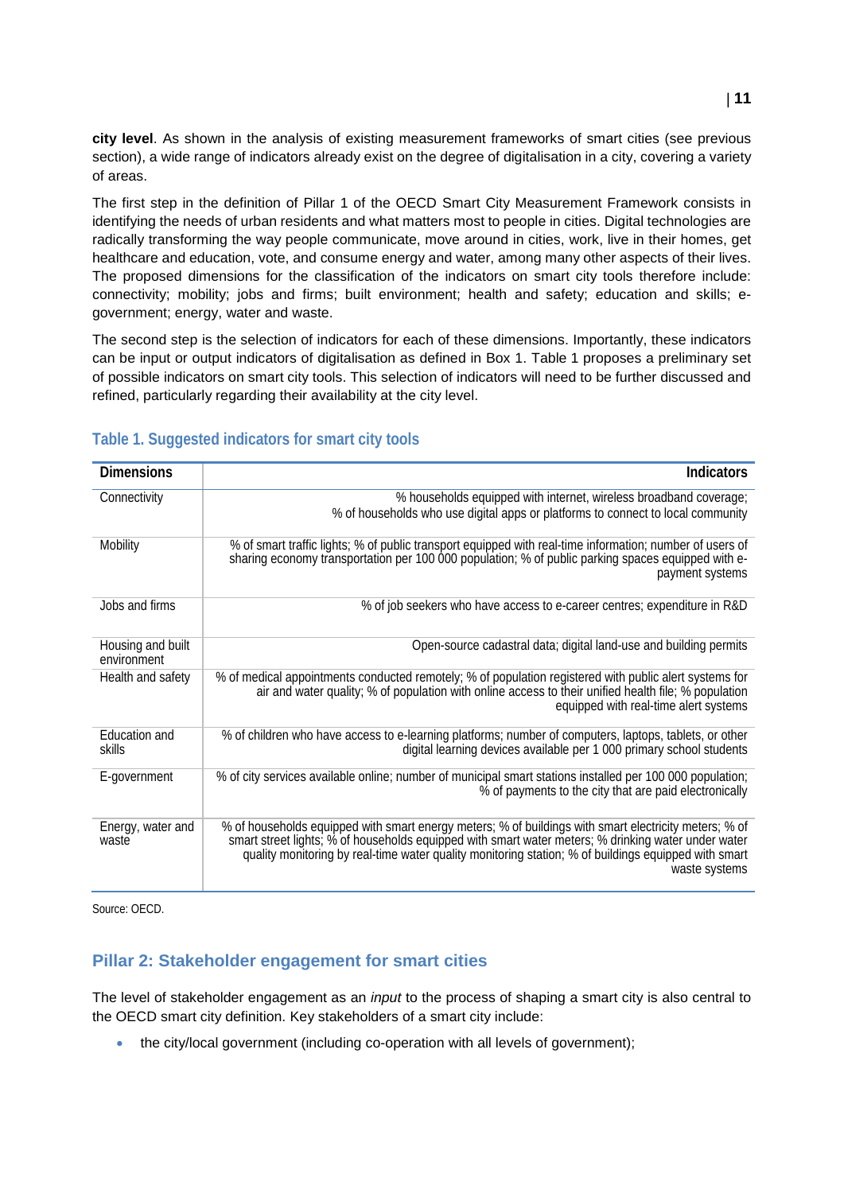**city level**. As shown in the analysis of existing measurement frameworks of smart cities (see previous section), a wide range of indicators already exist on the degree of digitalisation in a city, covering a variety of areas.

The first step in the definition of Pillar 1 of the OECD Smart City Measurement Framework consists in identifying the needs of urban residents and what matters most to people in cities. Digital technologies are radically transforming the way people communicate, move around in cities, work, live in their homes, get healthcare and education, vote, and consume energy and water, among many other aspects of their lives. The proposed dimensions for the classification of the indicators on smart city tools therefore include: connectivity; mobility; jobs and firms; built environment; health and safety; education and skills; e-government; energy, water and waste.

The second step is the selection of indicators for each of these dimensions. Importantly, these indicators can be input or output indicators of digitalisation as defined in Box 1. Table 1 proposes a preliminary set of possible indicators on smart city tools. This selection of indicators will need to be further discussed and refined, particularly regarding their availability at the city level.

### Table 1. Suggested indicators for smart city tools

| Dimensions | Indicators |
|---|---|
| Connectivity | % households equipped with internet, wireless broadband coverage; % of households who use digital apps or platforms to connect to local community |
| Mobility | % of smart traffic lights; % of public transport equipped with real-time information; number of users of sharing economy transportation per 100 000 population; % of public parking spaces equipped with e-payment systems |
| Jobs and firms | % of job seekers who have access to e-career centres; expenditure in R&D |
| Housing and built environment | Open-source cadastral data; digital land-use and building permits |
| Health and safety | % of medical appointments conducted remotely; % of population registered with public alert systems for air and water quality; % of population with online access to their unified health file; % population equipped with real-time alert systems |
| Education and skills | % of children who have access to e-learning platforms; number of computers, laptops, tablets, or other digital learning devices available per 1 000 primary school students |
| E-government | % of city services available online; number of municipal smart stations installed per 100 000 population; % of payments to the city that are paid electronically |
| Energy, water and waste | % of households equipped with smart energy meters; % of buildings with smart electricity meters; % of smart street lights; % of households equipped with smart water meters; % drinking water under water quality monitoring by real-time water quality monitoring station; % of buildings equipped with smart waste systems |

Source: OECD.

## Pillar 2: Stakeholder engagement for smart cities

The level of stakeholder engagement as an *input* to the process of shaping a smart city is also central to the OECD smart city definition. Key stakeholders of a smart city include:

- the city/local government (including co-operation with all levels of government);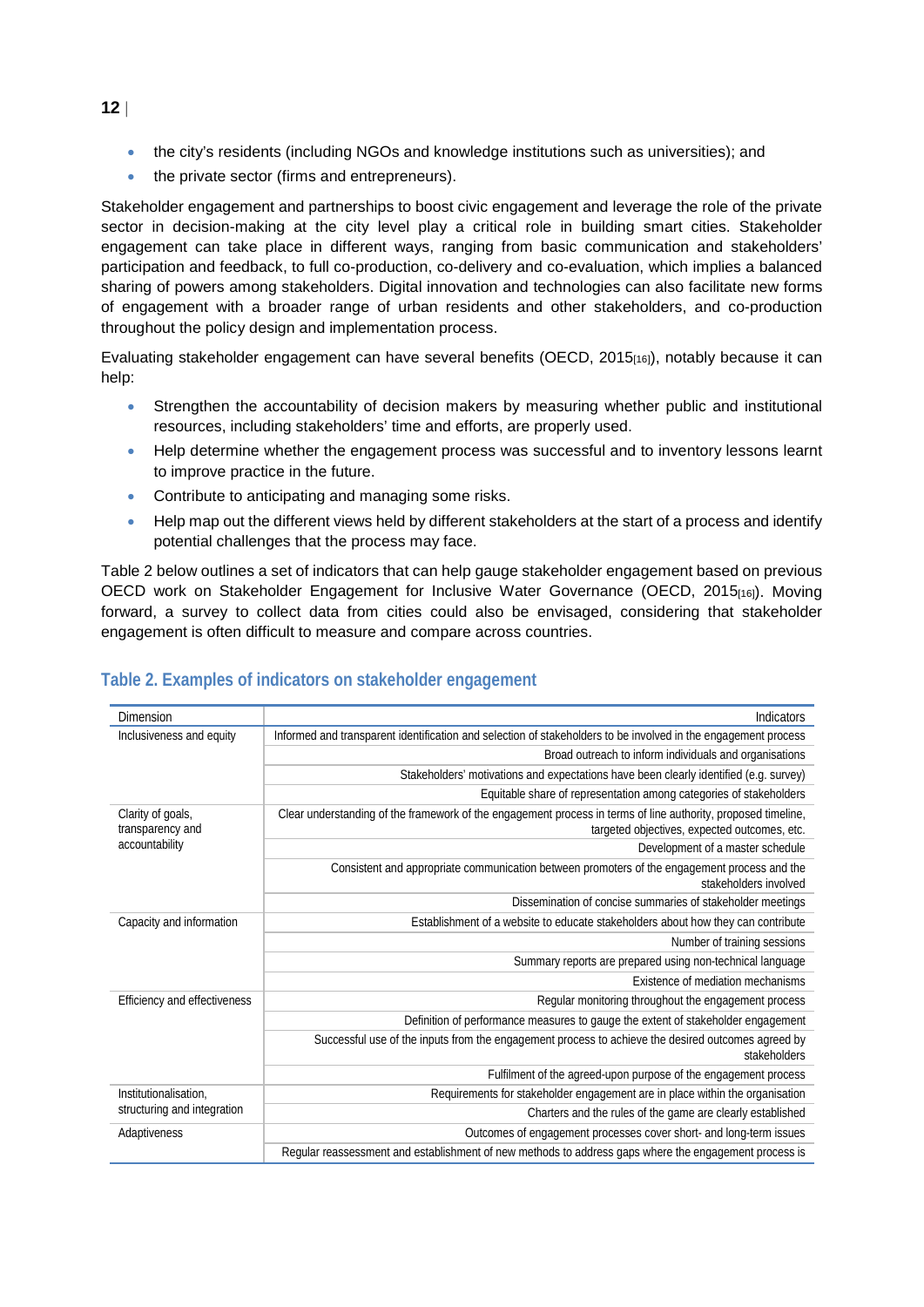- the city's residents (including NGOs and knowledge institutions such as universities); and
- the private sector (firms and entrepreneurs).

Stakeholder engagement and partnerships to boost civic engagement and leverage the role of the private sector in decision-making at the city level play a critical role in building smart cities. Stakeholder engagement can take place in different ways, ranging from basic communication and stakeholders' participation and feedback, to full co-production, co-delivery and co-evaluation, which implies a balanced sharing of powers among stakeholders. Digital innovation and technologies can also facilitate new forms of engagement with a broader range of urban residents and other stakeholders, and co-production throughout the policy design and implementation process.

Evaluating stakeholder engagement can have several benefits (OECD, 2015[16]), notably because it can help:

- Strengthen the accountability of decision makers by measuring whether public and institutional resources, including stakeholders' time and efforts, are properly used.
- Help determine whether the engagement process was successful and to inventory lessons learnt to improve practice in the future.
- Contribute to anticipating and managing some risks.
- Help map out the different views held by different stakeholders at the start of a process and identify potential challenges that the process may face.

Table 2 below outlines a set of indicators that can help gauge stakeholder engagement based on previous OECD work on Stakeholder Engagement for Inclusive Water Governance (OECD, 2015[16]). Moving forward, a survey to collect data from cities could also be envisaged, considering that stakeholder engagement is often difficult to measure and compare across countries.

### Table 2. Examples of indicators on stakeholder engagement

| Dimension | Indicators |
|---|---|
| Inclusiveness and equity | Informed and transparent identification and selection of stakeholders to be involved in the engagement process |
| | Broad outreach to inform individuals and organisations |
| | Stakeholders' motivations and expectations have been clearly identified (e.g. survey) |
| | Equitable share of representation among categories of stakeholders |
| Clarity of goals, transparency and accountability | Clear understanding of the framework of the engagement process in terms of line authority, proposed timeline, targeted objectives, expected outcomes, etc. |
| | Development of a master schedule |
| | Consistent and appropriate communication between promoters of the engagement process and the stakeholders involved |
| | Dissemination of concise summaries of stakeholder meetings |
| Capacity and information | Establishment of a website to educate stakeholders about how they can contribute |
| | Number of training sessions |
| | Summary reports are prepared using non-technical language |
| | Existence of mediation mechanisms |
| Efficiency and effectiveness | Regular monitoring throughout the engagement process |
| | Definition of performance measures to gauge the extent of stakeholder engagement |
| | Successful use of the inputs from the engagement process to achieve the desired outcomes agreed by stakeholders |
| | Fulfilment of the agreed-upon purpose of the engagement process |
| Institutionalisation, structuring and integration | Requirements for stakeholder engagement are in place within the organisation |
| | Charters and the rules of the game are clearly established |
| Adaptiveness | Outcomes of engagement processes cover short- and long-term issues |
| | Regular reassessment and establishment of new methods to address gaps where the engagement process is |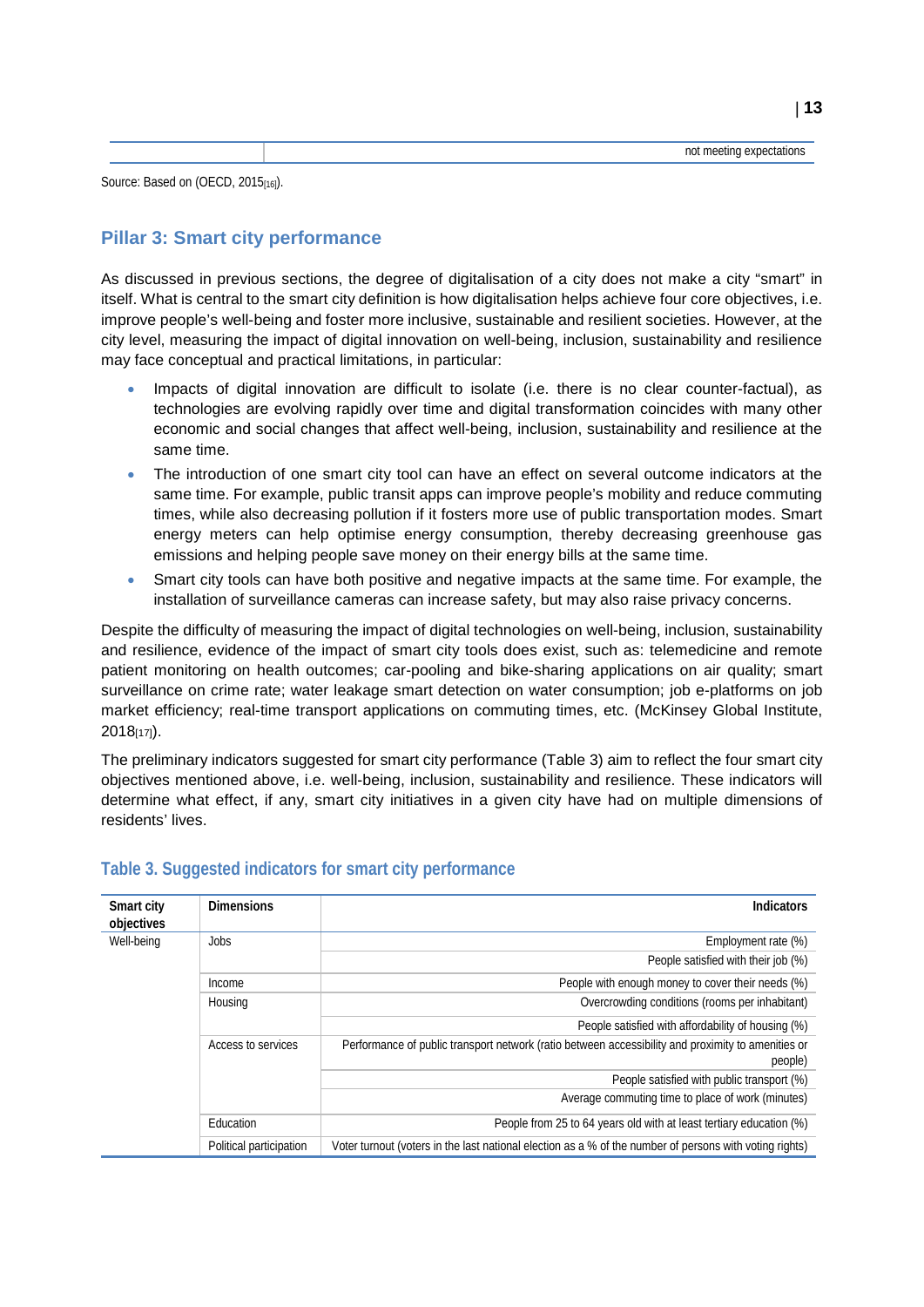| | not meeting expectations |
|---|---|

Source: Based on (OECD, 2015[16]).

## Pillar 3: Smart city performance

As discussed in previous sections, the degree of digitalisation of a city does not make a city "smart" in itself. What is central to the smart city definition is how digitalisation helps achieve four core objectives, i.e. improve people's well-being and foster more inclusive, sustainable and resilient societies. However, at the city level, measuring the impact of digital innovation on well-being, inclusion, sustainability and resilience may face conceptual and practical limitations, in particular:

- Impacts of digital innovation are difficult to isolate (i.e. there is no clear counter-factual), as technologies are evolving rapidly over time and digital transformation coincides with many other economic and social changes that affect well-being, inclusion, sustainability and resilience at the same time.
- The introduction of one smart city tool can have an effect on several outcome indicators at the same time. For example, public transit apps can improve people's mobility and reduce commuting times, while also decreasing pollution if it fosters more use of public transportation modes. Smart energy meters can help optimise energy consumption, thereby decreasing greenhouse gas emissions and helping people save money on their energy bills at the same time.
- Smart city tools can have both positive and negative impacts at the same time. For example, the installation of surveillance cameras can increase safety, but may also raise privacy concerns.

Despite the difficulty of measuring the impact of digital technologies on well-being, inclusion, sustainability and resilience, evidence of the impact of smart city tools does exist, such as: telemedicine and remote patient monitoring on health outcomes; car-pooling and bike-sharing applications on air quality; smart surveillance on crime rate; water leakage smart detection on water consumption; job e-platforms on job market efficiency; real-time transport applications on commuting times, etc. (McKinsey Global Institute, 2018[17]).

The preliminary indicators suggested for smart city performance (Table 3) aim to reflect the four smart city objectives mentioned above, i.e. well-being, inclusion, sustainability and resilience. These indicators will determine what effect, if any, smart city initiatives in a given city have had on multiple dimensions of residents' lives.

### Table 3. Suggested indicators for smart city performance

| Smart city objectives | Dimensions | Indicators |
|---|---|---|
| Well-being | Jobs | Employment rate (%) |
| | | People satisfied with their job (%) |
| | Income | People with enough money to cover their needs (%) |
| | Housing | Overcrowding conditions (rooms per inhabitant) |
| | | People satisfied with affordability of housing (%) |
| | Access to services | Performance of public transport network (ratio between accessibility and proximity to amenities or people) |
| | | People satisfied with public transport (%) |
| | | Average commuting time to place of work (minutes) |
| | Education | People from 25 to 64 years old with at least tertiary education (%) |
| | Political participation | Voter turnout (voters in the last national election as a % of the number of persons with voting rights) |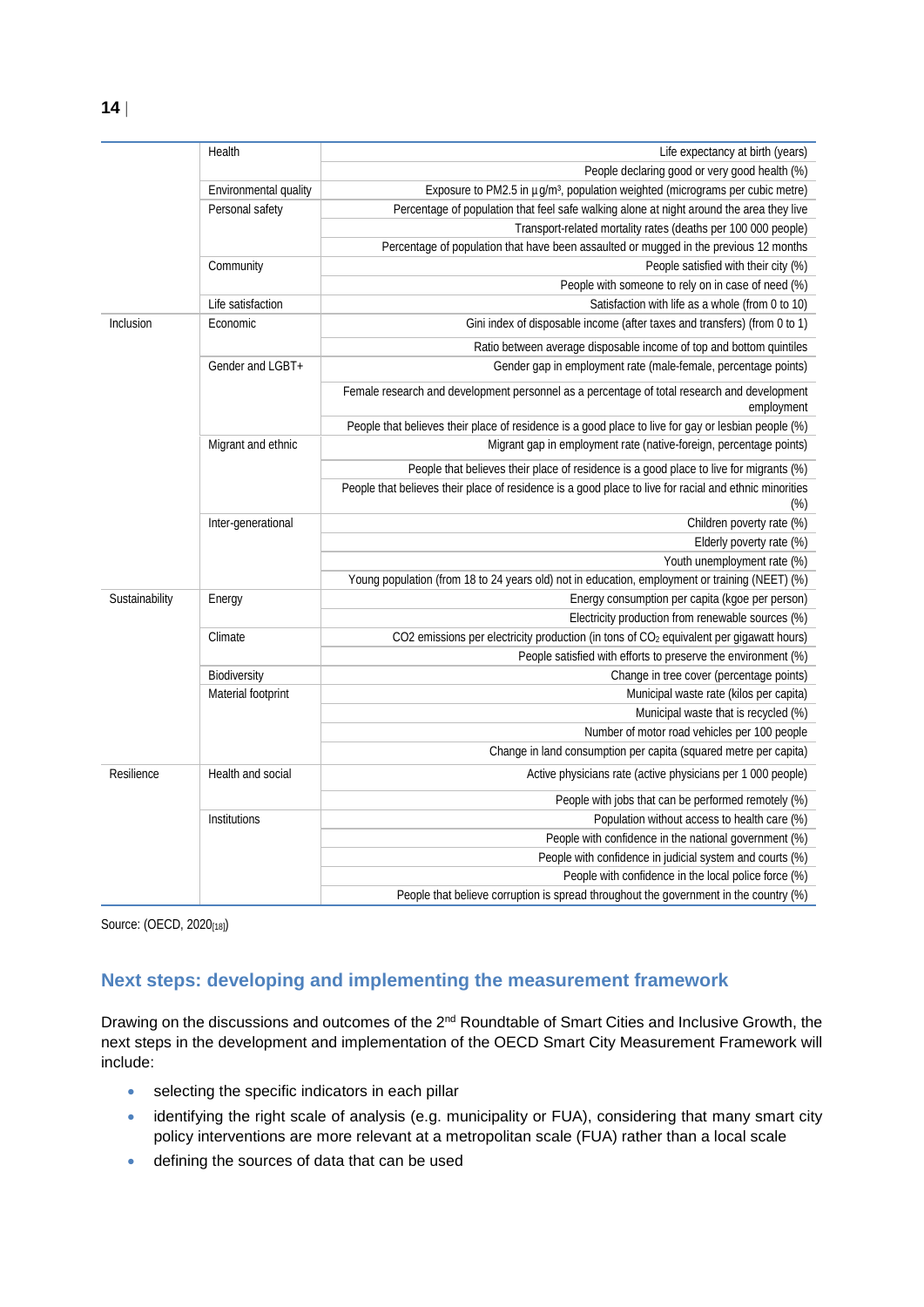| | | |
|---|---|---|
| | Health | Life expectancy at birth (years) |
| | | People declaring good or very good health (%) |
| | Environmental quality | Exposure to PM2.5 in µg/m³, population weighted (micrograms per cubic metre) |
| | Personal safety | Percentage of population that feel safe walking alone at night around the area they live |
| | | Transport-related mortality rates (deaths per 100 000 people) |
| | | Percentage of population that have been assaulted or mugged in the previous 12 months |
| | Community | People satisfied with their city (%) |
| | | People with someone to rely on in case of need (%) |
| | Life satisfaction | Satisfaction with life as a whole (from 0 to 10) |
| Inclusion | Economic | Gini index of disposable income (after taxes and transfers) (from 0 to 1) |
| | | Ratio between average disposable income of top and bottom quintiles |
| | Gender and LGBT+ | Gender gap in employment rate (male-female, percentage points) |
| | | Female research and development personnel as a percentage of total research and development employment |
| | | People that believes their place of residence is a good place to live for gay or lesbian people (%) |
| | Migrant and ethnic | Migrant gap in employment rate (native-foreign, percentage points) |
| | | People that believes their place of residence is a good place to live for migrants (%) |
| | | People that believes their place of residence is a good place to live for racial and ethnic minorities (%) |
| | Inter-generational | Children poverty rate (%) |
| | | Elderly poverty rate (%) |
| | | Youth unemployment rate (%) |
| | | Young population (from 18 to 24 years old) not in education, employment or training (NEET) (%) |
| Sustainability | Energy | Energy consumption per capita (kgoe per person) |
| | | Electricity production from renewable sources (%) |
| | Climate | CO2 emissions per electricity production (in tons of $CO_2$ equivalent per gigawatt hours) |
| | | People satisfied with efforts to preserve the environment (%) |
| | Biodiversity | Change in tree cover (percentage points) |
| | Material footprint | Municipal waste rate (kilos per capita) |
| | | Municipal waste that is recycled (%) |
| | | Number of motor road vehicles per 100 people |
| | | Change in land consumption per capita (squared metre per capita) |
| Resilience | Health and social | Active physicians rate (active physicians per 1 000 people) |
| | | People with jobs that can be performed remotely (%) |
| | Institutions | Population without access to health care (%) |
| | | People with confidence in the national government (%) |
| | | People with confidence in judicial system and courts (%) |
| | | People with confidence in the local police force (%) |
| | | People that believe corruption is spread throughout the government in the country (%) |

Source: (OECD, 2020[18])

## Next steps: developing and implementing the measurement framework

Drawing on the discussions and outcomes of the 2nd Roundtable of Smart Cities and Inclusive Growth, the next steps in the development and implementation of the OECD Smart City Measurement Framework will include:

- selecting the specific indicators in each pillar
- identifying the right scale of analysis (e.g. municipality or FUA), considering that many smart city policy interventions are more relevant at a metropolitan scale (FUA) rather than a local scale
- defining the sources of data that can be used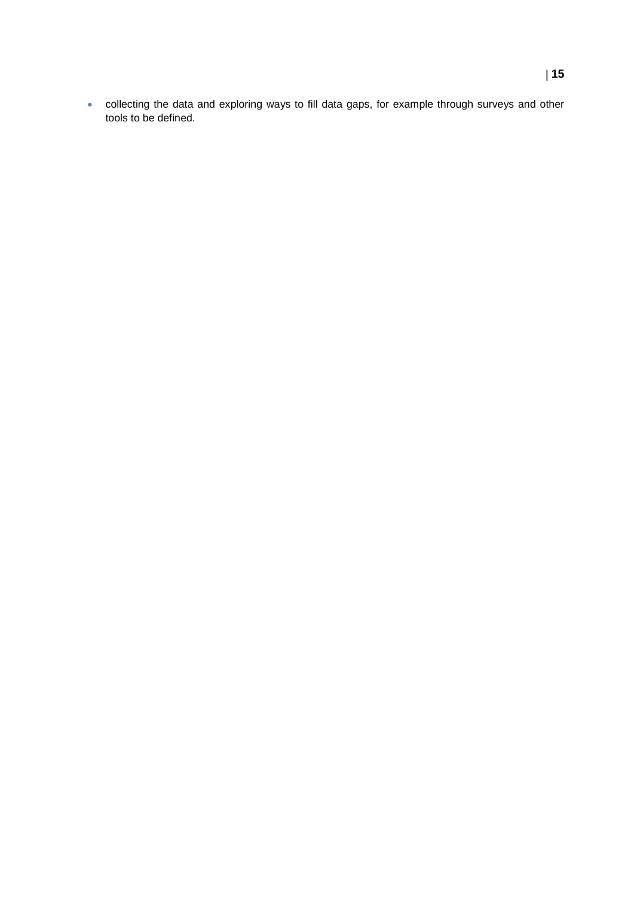- collecting the data and exploring ways to fill data gaps, for example through surveys and other tools to be defined.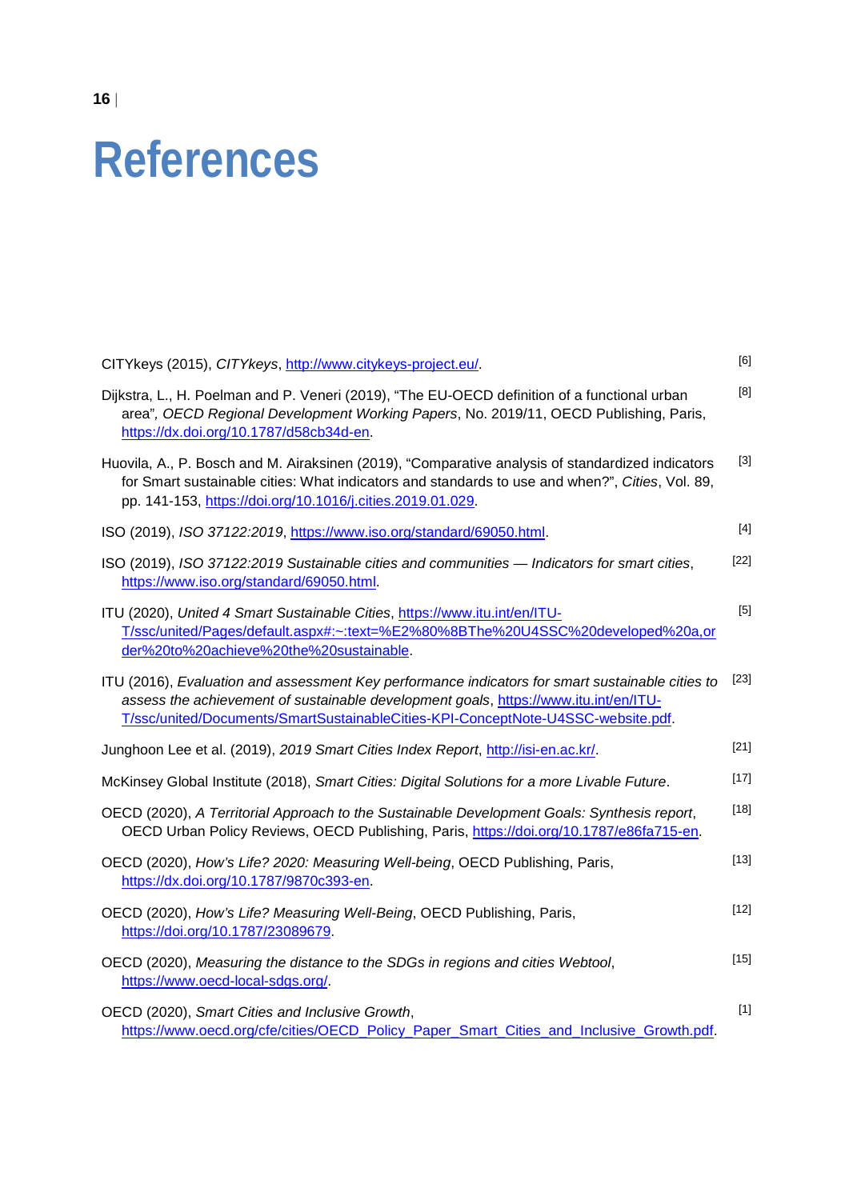# References

CITYkeys (2015), *CITYkeys*, http://www.citykeys-project.eu/. [6]

Dijkstra, L., H. Poelman and P. Veneri (2019), "The EU-OECD definition of a functional urban area", *OECD Regional Development Working Papers*, No. 2019/11, OECD Publishing, Paris, https://dx.doi.org/10.1787/d58cb34d-en. [8]

Huovila, A., P. Bosch and M. Airaksinen (2019), "Comparative analysis of standardized indicators for Smart sustainable cities: What indicators and standards to use and when?", *Cities*, Vol. 89, pp. 141-153, https://doi.org/10.1016/j.cities.2019.01.029. [3]

ISO (2019), *ISO 37122:2019*, https://www.iso.org/standard/69050.html. [4]

ISO (2019), *ISO 37122:2019 Sustainable cities and communities — Indicators for smart cities*, https://www.iso.org/standard/69050.html. [22]

ITU (2020), *United 4 Smart Sustainable Cities*, https://www.itu.int/en/ITU-T/ssc/united/Pages/default.aspx#:~:text=%E2%80%8BThe%20U4SSC%20developed%20a,order%20to%20achieve%20the%20sustainable. [5]

ITU (2016), *Evaluation and assessment Key performance indicators for smart sustainable cities to assess the achievement of sustainable development goals*, https://www.itu.int/en/ITU-T/ssc/united/Documents/SmartSustainableCities-KPI-ConceptNote-U4SSC-website.pdf. [23]

Junghoon Lee et al. (2019), *2019 Smart Cities Index Report*, http://isi-en.ac.kr/. [21]

McKinsey Global Institute (2018), *Smart Cities: Digital Solutions for a more Livable Future*. [17]

OECD (2020), *A Territorial Approach to the Sustainable Development Goals: Synthesis report*, OECD Urban Policy Reviews, OECD Publishing, Paris, https://doi.org/10.1787/e86fa715-en. [18]

OECD (2020), *How's Life? 2020: Measuring Well-being*, OECD Publishing, Paris, https://dx.doi.org/10.1787/9870c393-en. [13]

OECD (2020), *How's Life? Measuring Well-Being*, OECD Publishing, Paris, https://doi.org/10.1787/23089679. [12]

OECD (2020), *Measuring the distance to the SDGs in regions and cities Webtool*, https://www.oecd-local-sdgs.org/. [15]

OECD (2020), *Smart Cities and Inclusive Growth*, https://www.oecd.org/cfe/cities/OECD_Policy_Paper_Smart_Cities_and_Inclusive_Growth.pdf. [1]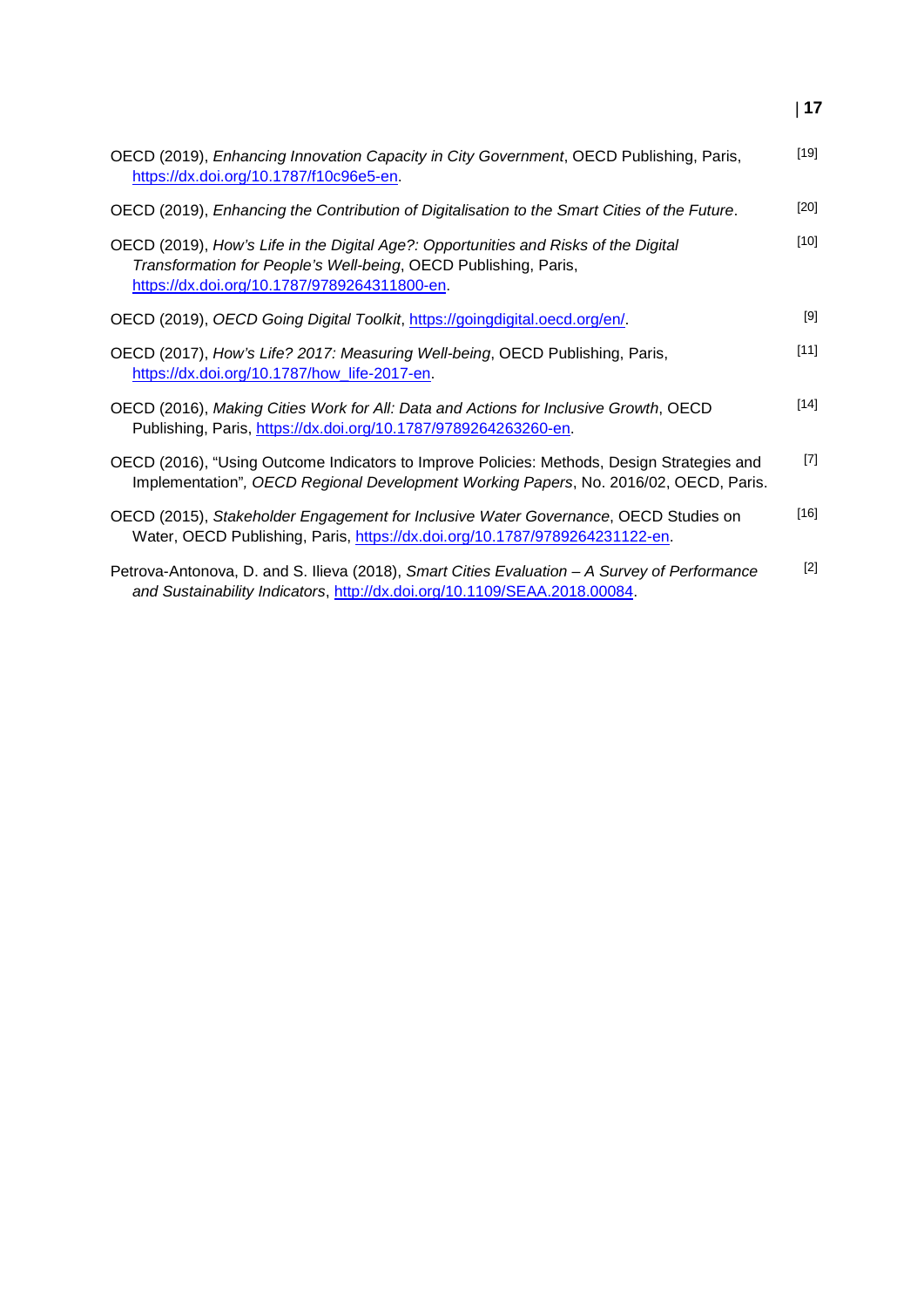OECD (2019), *Enhancing Innovation Capacity in City Government*, OECD Publishing, Paris, https://dx.doi.org/10.1787/f10c96e5-en. [19]

OECD (2019), *Enhancing the Contribution of Digitalisation to the Smart Cities of the Future*. [20]

OECD (2019), *How's Life in the Digital Age?: Opportunities and Risks of the Digital Transformation for People's Well-being*, OECD Publishing, Paris, https://dx.doi.org/10.1787/9789264311800-en. [10]

OECD (2019), *OECD Going Digital Toolkit*, https://goingdigital.oecd.org/en/. [9]

OECD (2017), *How's Life? 2017: Measuring Well-being*, OECD Publishing, Paris, https://dx.doi.org/10.1787/how_life-2017-en. [11]

OECD (2016), *Making Cities Work for All: Data and Actions for Inclusive Growth*, OECD Publishing, Paris, https://dx.doi.org/10.1787/9789264263260-en. [14]

OECD (2016), "Using Outcome Indicators to Improve Policies: Methods, Design Strategies and Implementation", *OECD Regional Development Working Papers*, No. 2016/02, OECD, Paris. [7]

OECD (2015), *Stakeholder Engagement for Inclusive Water Governance*, OECD Studies on Water, OECD Publishing, Paris, https://dx.doi.org/10.1787/9789264231122-en. [16]

Petrova-Antonova, D. and S. Ilieva (2018), *Smart Cities Evaluation – A Survey of Performance and Sustainability Indicators*, http://dx.doi.org/10.1109/SEAA.2018.00084. [2]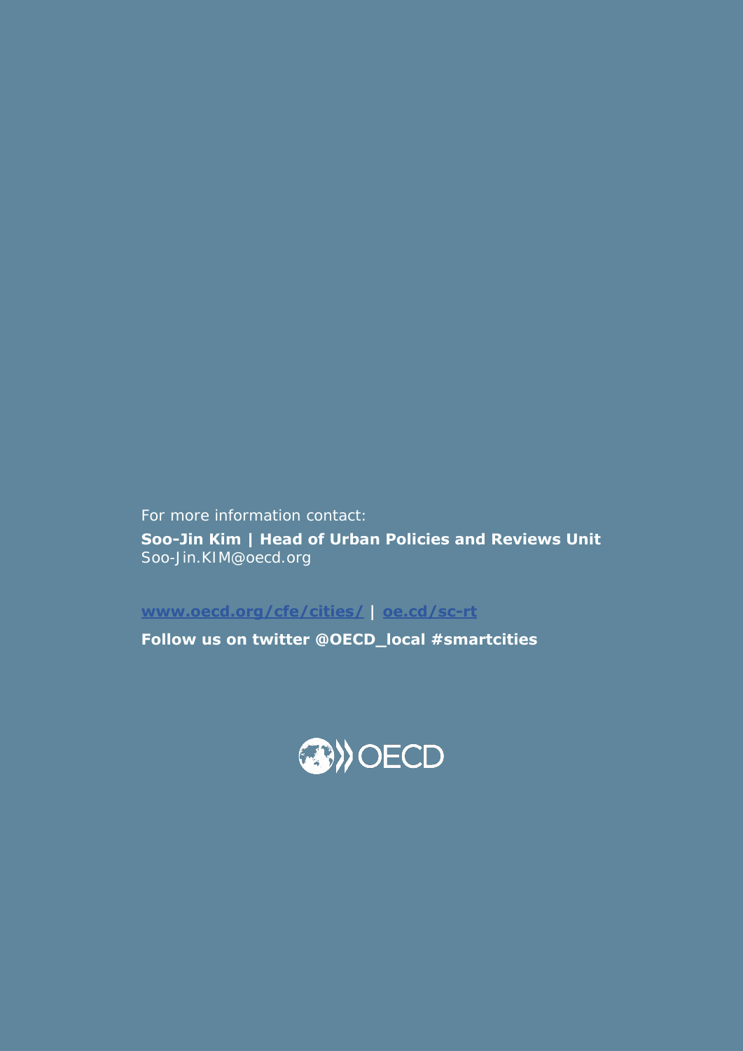For more information contact:

**Soo-Jin Kim | Head of Urban Policies and Reviews Unit**
Soo-Jin.KIM@oecd.org

**www.oecd.org/cfe/cities/ | oe.cd/sc-rt**

**Follow us on twitter @OECD_local #smartcities**

OECD